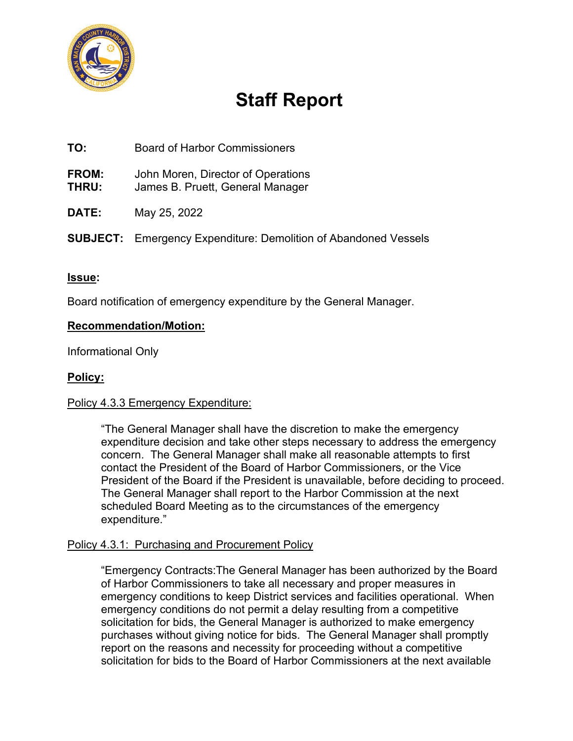# Staff Report

**TO:** Board of Harbor Commissioners

**FROM:** John Moren, Director of Operations
**THRU:** James B. Pruett, General Manager

**DATE:** May 25, 2022

**SUBJECT:** Emergency Expenditure: Demolition of Abandoned Vessels

## Issue:

Board notification of emergency expenditure by the General Manager.

## Recommendation/Motion:

Informational Only

## Policy:

Policy 4.3.3 Emergency Expenditure:

> "The General Manager shall have the discretion to make the emergency expenditure decision and take other steps necessary to address the emergency concern. The General Manager shall make all reasonable attempts to first contact the President of the Board of Harbor Commissioners, or the Vice President of the Board if the President is unavailable, before deciding to proceed. The General Manager shall report to the Harbor Commission at the next scheduled Board Meeting as to the circumstances of the emergency expenditure."

Policy 4.3.1: Purchasing and Procurement Policy

> "Emergency Contracts:The General Manager has been authorized by the Board of Harbor Commissioners to take all necessary and proper measures in emergency conditions to keep District services and facilities operational. When emergency conditions do not permit a delay resulting from a competitive solicitation for bids, the General Manager is authorized to make emergency purchases without giving notice for bids. The General Manager shall promptly report on the reasons and necessity for proceeding without a competitive solicitation for bids to the Board of Harbor Commissioners at the next available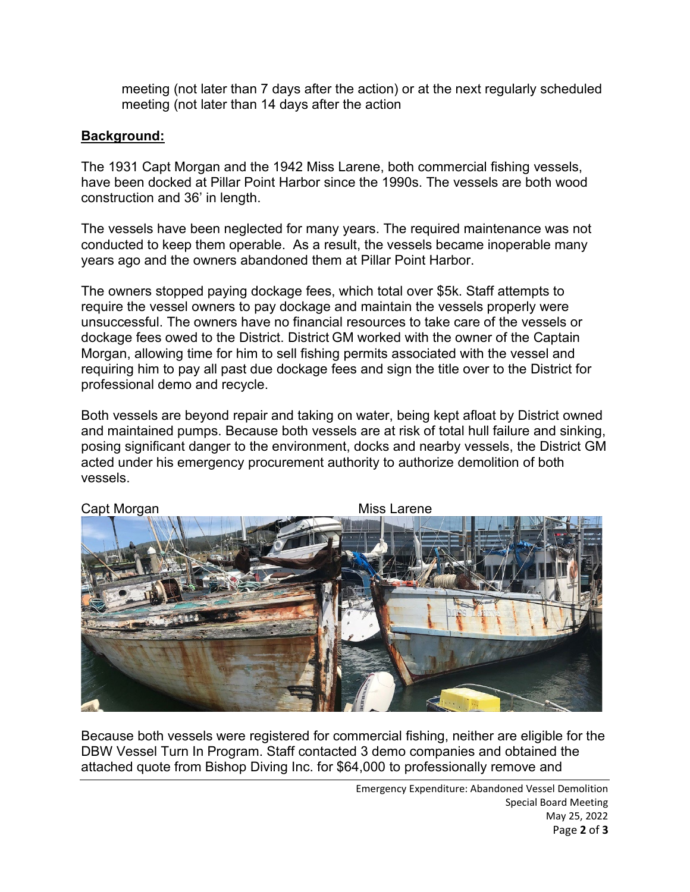meeting (not later than 7 days after the action) or at the next regularly scheduled meeting (not later than 14 days after the action

## Background:

The 1931 Capt Morgan and the 1942 Miss Larene, both commercial fishing vessels, have been docked at Pillar Point Harbor since the 1990s. The vessels are both wood construction and 36' in length.

The vessels have been neglected for many years. The required maintenance was not conducted to keep them operable. As a result, the vessels became inoperable many years ago and the owners abandoned them at Pillar Point Harbor.

The owners stopped paying dockage fees, which total over $5k. Staff attempts to require the vessel owners to pay dockage and maintain the vessels properly were unsuccessful. The owners have no financial resources to take care of the vessels or dockage fees owed to the District. District GM worked with the owner of the Captain Morgan, allowing time for him to sell fishing permits associated with the vessel and requiring him to pay all past due dockage fees and sign the title over to the District for professional demo and recycle.

Both vessels are beyond repair and taking on water, being kept afloat by District owned and maintained pumps. Because both vessels are at risk of total hull failure and sinking, posing significant danger to the environment, docks and nearby vessels, the District GM acted under his emergency procurement authority to authorize demolition of both vessels.

Capt Morgan

Miss Larene

Because both vessels were registered for commercial fishing, neither are eligible for the DBW Vessel Turn In Program. Staff contacted 3 demo companies and obtained the attached quote from Bishop Diving Inc. for $64,000 to professionally remove and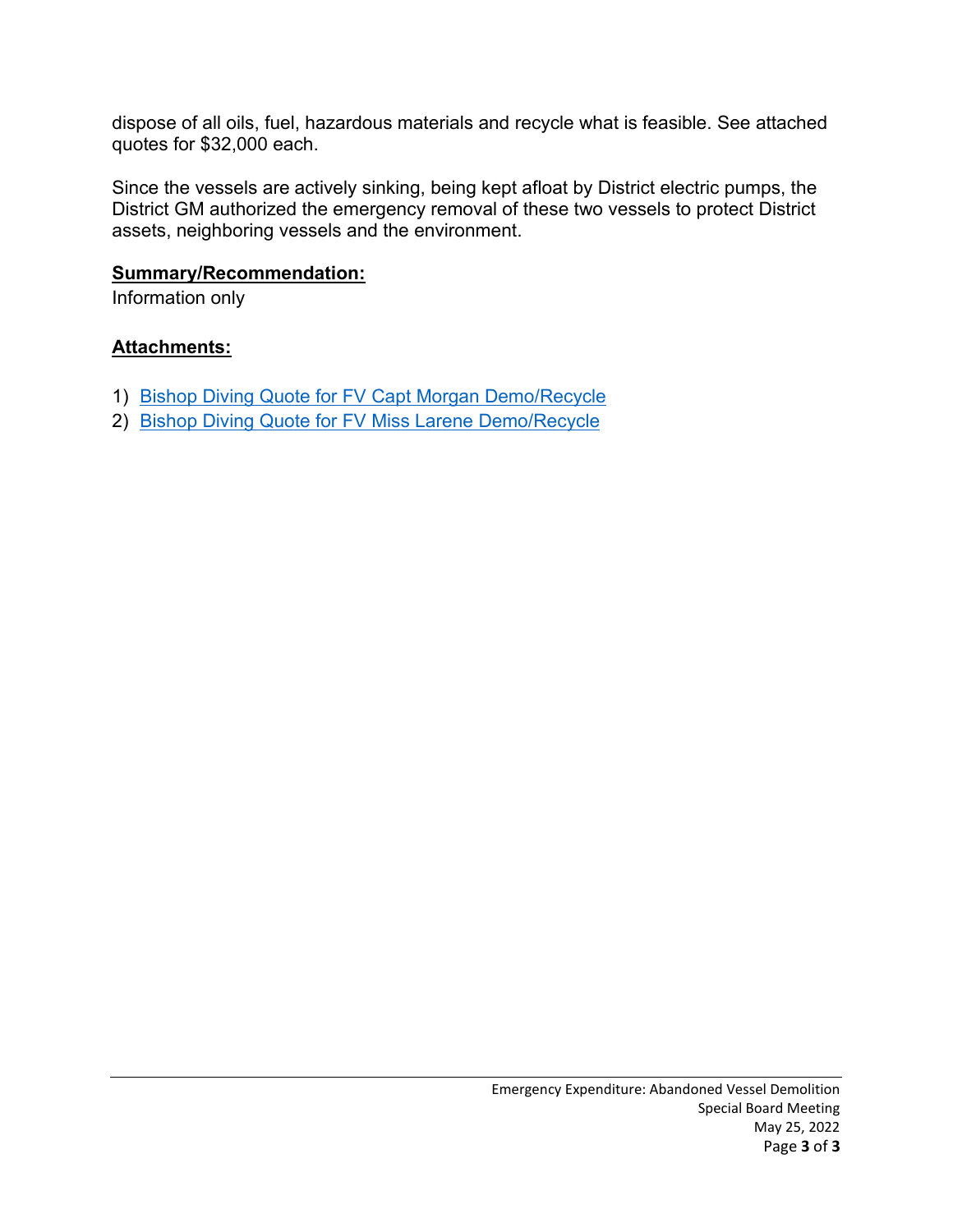dispose of all oils, fuel, hazardous materials and recycle what is feasible. See attached quotes for $32,000 each.

Since the vessels are actively sinking, being kept afloat by District electric pumps, the District GM authorized the emergency removal of these two vessels to protect District assets, neighboring vessels and the environment.

**Summary/Recommendation:**

Information only

**Attachments:**

1) Bishop Diving Quote for FV Capt Morgan Demo/Recycle
2) Bishop Diving Quote for FV Miss Larene Demo/Recycle